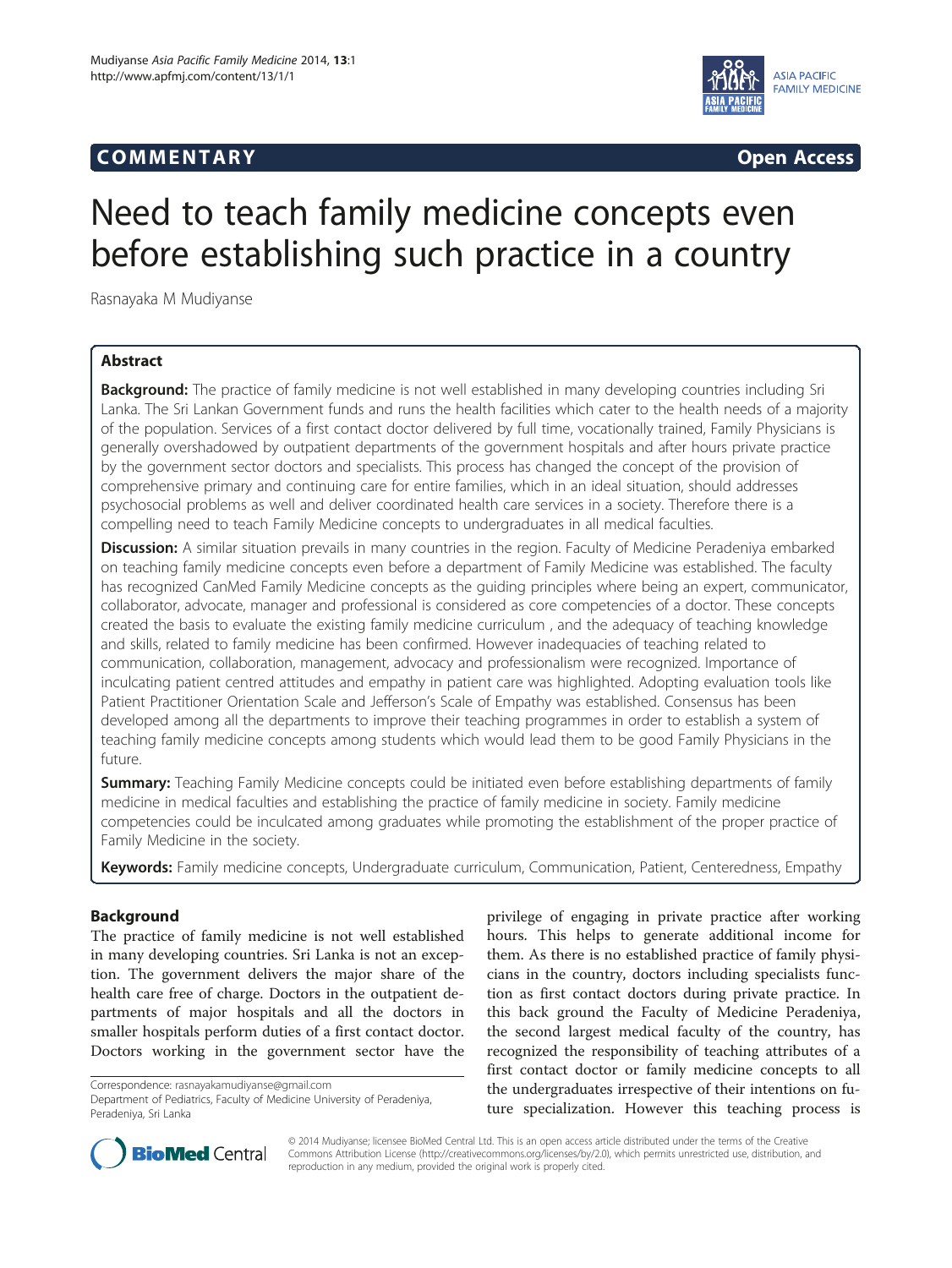**COMMENTARY** **Open Access**

# Need to teach family medicine concepts even before establishing such practice in a country

Rasnayaka M Mudiyanse

## Abstract

**Background:** The practice of family medicine is not well established in many developing countries including Sri Lanka. The Sri Lankan Government funds and runs the health facilities which cater to the health needs of a majority of the population. Services of a first contact doctor delivered by full time, vocationally trained, Family Physicians is generally overshadowed by outpatient departments of the government hospitals and after hours private practice by the government sector doctors and specialists. This process has changed the concept of the provision of comprehensive primary and continuing care for entire families, which in an ideal situation, should addresses psychosocial problems as well and deliver coordinated health care services in a society. Therefore there is a compelling need to teach Family Medicine concepts to undergraduates in all medical faculties.

**Discussion:** A similar situation prevails in many countries in the region. Faculty of Medicine Peradeniya embarked on teaching family medicine concepts even before a department of Family Medicine was established. The faculty has recognized CanMed Family Medicine concepts as the guiding principles where being an expert, communicator, collaborator, advocate, manager and professional is considered as core competencies of a doctor. These concepts created the basis to evaluate the existing family medicine curriculum , and the adequacy of teaching knowledge and skills, related to family medicine has been confirmed. However inadequacies of teaching related to communication, collaboration, management, advocacy and professionalism were recognized. Importance of inculcating patient centred attitudes and empathy in patient care was highlighted. Adopting evaluation tools like Patient Practitioner Orientation Scale and Jefferson's Scale of Empathy was established. Consensus has been developed among all the departments to improve their teaching programmes in order to establish a system of teaching family medicine concepts among students which would lead them to be good Family Physicians in the future.

**Summary:** Teaching Family Medicine concepts could be initiated even before establishing departments of family medicine in medical faculties and establishing the practice of family medicine in society. Family medicine competencies could be inculcated among graduates while promoting the establishment of the proper practice of Family Medicine in the society.

**Keywords:** Family medicine concepts, Undergraduate curriculum, Communication, Patient, Centeredness, Empathy

## Background

The practice of family medicine is not well established in many developing countries. Sri Lanka is not an exception. The government delivers the major share of the health care free of charge. Doctors in the outpatient departments of major hospitals and all the doctors in smaller hospitals perform duties of a first contact doctor. Doctors working in the government sector have the privilege of engaging in private practice after working hours. This helps to generate additional income for them. As there is no established practice of family physicians in the country, doctors including specialists function as first contact doctors during private practice. In this back ground the Faculty of Medicine Peradeniya, the second largest medical faculty of the country, has recognized the responsibility of teaching attributes of a first contact doctor or family medicine concepts to all the undergraduates irrespective of their intentions on future specialization. However this teaching process is

Correspondence: rasnayakamudiyanse@gmail.com
Department of Pediatrics, Faculty of Medicine University of Peradeniya, Peradeniya, Sri Lanka

© 2014 Mudiyanse; licensee BioMed Central Ltd. This is an open access article distributed under the terms of the Creative Commons Attribution License (http://creativecommons.org/licenses/by/2.0), which permits unrestricted use, distribution, and reproduction in any medium, provided the original work is properly cited.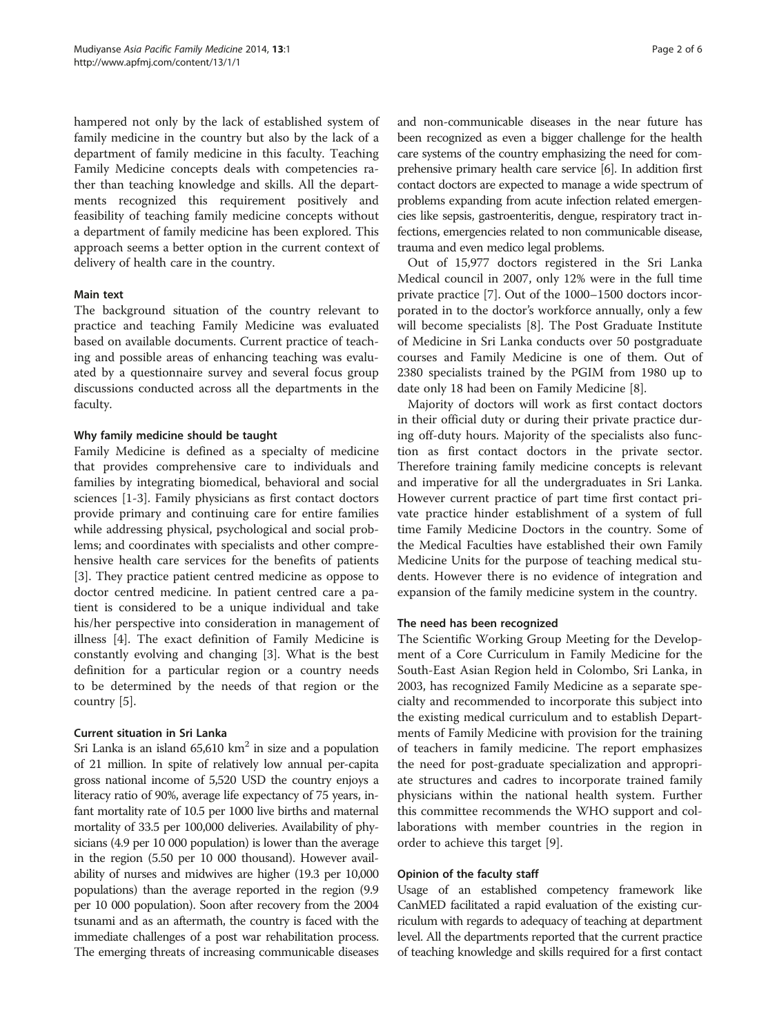hampered not only by the lack of established system of family medicine in the country but also by the lack of a department of family medicine in this faculty. Teaching Family Medicine concepts deals with competencies rather than teaching knowledge and skills. All the departments recognized this requirement positively and feasibility of teaching family medicine concepts without a department of family medicine has been explored. This approach seems a better option in the current context of delivery of health care in the country.

## Main text

The background situation of the country relevant to practice and teaching Family Medicine was evaluated based on available documents. Current practice of teaching and possible areas of enhancing teaching was evaluated by a questionnaire survey and several focus group discussions conducted across all the departments in the faculty.

### Why family medicine should be taught

Family Medicine is defined as a specialty of medicine that provides comprehensive care to individuals and families by integrating biomedical, behavioral and social sciences [1-3]. Family physicians as first contact doctors provide primary and continuing care for entire families while addressing physical, psychological and social problems; and coordinates with specialists and other comprehensive health care services for the benefits of patients [3]. They practice patient centred medicine as oppose to doctor centred medicine. In patient centred care a patient is considered to be a unique individual and take his/her perspective into consideration in management of illness [4]. The exact definition of Family Medicine is constantly evolving and changing [3]. What is the best definition for a particular region or a country needs to be determined by the needs of that region or the country [5].

### Current situation in Sri Lanka

Sri Lanka is an island 65,610 $km^2$ in size and a population of 21 million. In spite of relatively low annual per-capita gross national income of 5,520 USD the country enjoys a literacy ratio of 90%, average life expectancy of 75 years, infant mortality rate of 10.5 per 1000 live births and maternal mortality of 33.5 per 100,000 deliveries. Availability of physicians (4.9 per 10 000 population) is lower than the average in the region (5.50 per 10 000 thousand). However availability of nurses and midwives are higher (19.3 per 10,000 populations) than the average reported in the region (9.9 per 10 000 population). Soon after recovery from the 2004 tsunami and as an aftermath, the country is faced with the immediate challenges of a post war rehabilitation process. The emerging threats of increasing communicable diseases and non-communicable diseases in the near future has been recognized as even a bigger challenge for the health care systems of the country emphasizing the need for comprehensive primary health care service [6]. In addition first contact doctors are expected to manage a wide spectrum of problems expanding from acute infection related emergencies like sepsis, gastroenteritis, dengue, respiratory tract infections, emergencies related to non communicable disease, trauma and even medico legal problems.

Out of 15,977 doctors registered in the Sri Lanka Medical council in 2007, only 12% were in the full time private practice [7]. Out of the 1000–1500 doctors incorporated in to the doctor's workforce annually, only a few will become specialists [8]. The Post Graduate Institute of Medicine in Sri Lanka conducts over 50 postgraduate courses and Family Medicine is one of them. Out of 2380 specialists trained by the PGIM from 1980 up to date only 18 had been on Family Medicine [8].

Majority of doctors will work as first contact doctors in their official duty or during their private practice during off-duty hours. Majority of the specialists also function as first contact doctors in the private sector. Therefore training family medicine concepts is relevant and imperative for all the undergraduates in Sri Lanka. However current practice of part time first contact private practice hinder establishment of a system of full time Family Medicine Doctors in the country. Some of the Medical Faculties have established their own Family Medicine Units for the purpose of teaching medical students. However there is no evidence of integration and expansion of the family medicine system in the country.

### The need has been recognized

The Scientific Working Group Meeting for the Development of a Core Curriculum in Family Medicine for the South-East Asian Region held in Colombo, Sri Lanka, in 2003, has recognized Family Medicine as a separate specialty and recommended to incorporate this subject into the existing medical curriculum and to establish Departments of Family Medicine with provision for the training of teachers in family medicine. The report emphasizes the need for post-graduate specialization and appropriate structures and cadres to incorporate trained family physicians within the national health system. Further this committee recommends the WHO support and collaborations with member countries in the region in order to achieve this target [9].

### Opinion of the faculty staff

Usage of an established competency framework like CanMED facilitated a rapid evaluation of the existing curriculum with regards to adequacy of teaching at department level. All the departments reported that the current practice of teaching knowledge and skills required for a first contact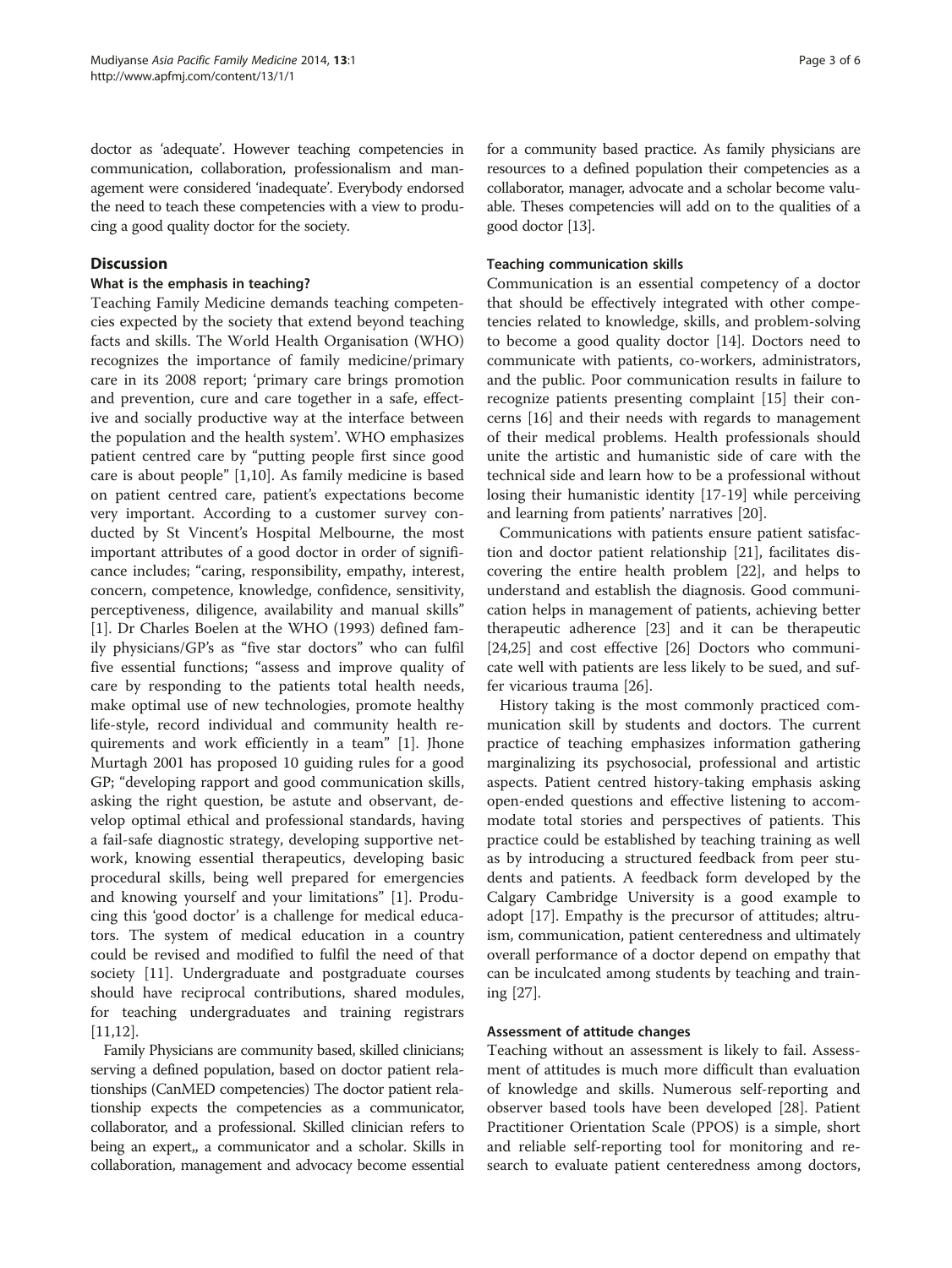doctor as 'adequate'. However teaching competencies in communication, collaboration, professionalism and management were considered 'inadequate'. Everybody endorsed the need to teach these competencies with a view to producing a good quality doctor for the society.

## Discussion

### What is the emphasis in teaching?

Teaching Family Medicine demands teaching competencies expected by the society that extend beyond teaching facts and skills. The World Health Organisation (WHO) recognizes the importance of family medicine/primary care in its 2008 report; 'primary care brings promotion and prevention, cure and care together in a safe, effective and socially productive way at the interface between the population and the health system'. WHO emphasizes patient centred care by "putting people first since good care is about people" [1,10]. As family medicine is based on patient centred care, patient's expectations become very important. According to a customer survey conducted by St Vincent's Hospital Melbourne, the most important attributes of a good doctor in order of significance includes; "caring, responsibility, empathy, interest, concern, competence, knowledge, confidence, sensitivity, perceptiveness, diligence, availability and manual skills" [1]. Dr Charles Boelen at the WHO (1993) defined family physicians/GP's as "five star doctors" who can fulfil five essential functions; "assess and improve quality of care by responding to the patients total health needs, make optimal use of new technologies, promote healthy life-style, record individual and community health requirements and work efficiently in a team" [1]. Jhone Murtagh 2001 has proposed 10 guiding rules for a good GP; "developing rapport and good communication skills, asking the right question, be astute and observant, develop optimal ethical and professional standards, having a fail-safe diagnostic strategy, developing supportive network, knowing essential therapeutics, developing basic procedural skills, being well prepared for emergencies and knowing yourself and your limitations" [1]. Producing this 'good doctor' is a challenge for medical educators. The system of medical education in a country could be revised and modified to fulfil the need of that society [11]. Undergraduate and postgraduate courses should have reciprocal contributions, shared modules, for teaching undergraduates and training registrars [11,12].

Family Physicians are community based, skilled clinicians; serving a defined population, based on doctor patient relationships (CanMED competencies) The doctor patient relationship expects the competencies as a communicator, collaborator, and a professional. Skilled clinician refers to being an expert,, a communicator and a scholar. Skills in collaboration, management and advocacy become essential for a community based practice. As family physicians are resources to a defined population their competencies as a collaborator, manager, advocate and a scholar become valuable. Theses competencies will add on to the qualities of a good doctor [13].

### Teaching communication skills

Communication is an essential competency of a doctor that should be effectively integrated with other competencies related to knowledge, skills, and problem-solving to become a good quality doctor [14]. Doctors need to communicate with patients, co-workers, administrators, and the public. Poor communication results in failure to recognize patients presenting complaint [15] their concerns [16] and their needs with regards to management of their medical problems. Health professionals should unite the artistic and humanistic side of care with the technical side and learn how to be a professional without losing their humanistic identity [17-19] while perceiving and learning from patients' narratives [20].

Communications with patients ensure patient satisfaction and doctor patient relationship [21], facilitates discovering the entire health problem [22], and helps to understand and establish the diagnosis. Good communication helps in management of patients, achieving better therapeutic adherence [23] and it can be therapeutic [24,25] and cost effective [26] Doctors who communicate well with patients are less likely to be sued, and suffer vicarious trauma [26].

History taking is the most commonly practiced communication skill by students and doctors. The current practice of teaching emphasizes information gathering marginalizing its psychosocial, professional and artistic aspects. Patient centred history-taking emphasis asking open-ended questions and effective listening to accommodate total stories and perspectives of patients. This practice could be established by teaching training as well as by introducing a structured feedback from peer students and patients. A feedback form developed by the Calgary Cambridge University is a good example to adopt [17]. Empathy is the precursor of attitudes; altruism, communication, patient centeredness and ultimately overall performance of a doctor depend on empathy that can be inculcated among students by teaching and training [27].

### Assessment of attitude changes

Teaching without an assessment is likely to fail. Assessment of attitudes is much more difficult than evaluation of knowledge and skills. Numerous self-reporting and observer based tools have been developed [28]. Patient Practitioner Orientation Scale (PPOS) is a simple, short and reliable self-reporting tool for monitoring and research to evaluate patient centeredness among doctors,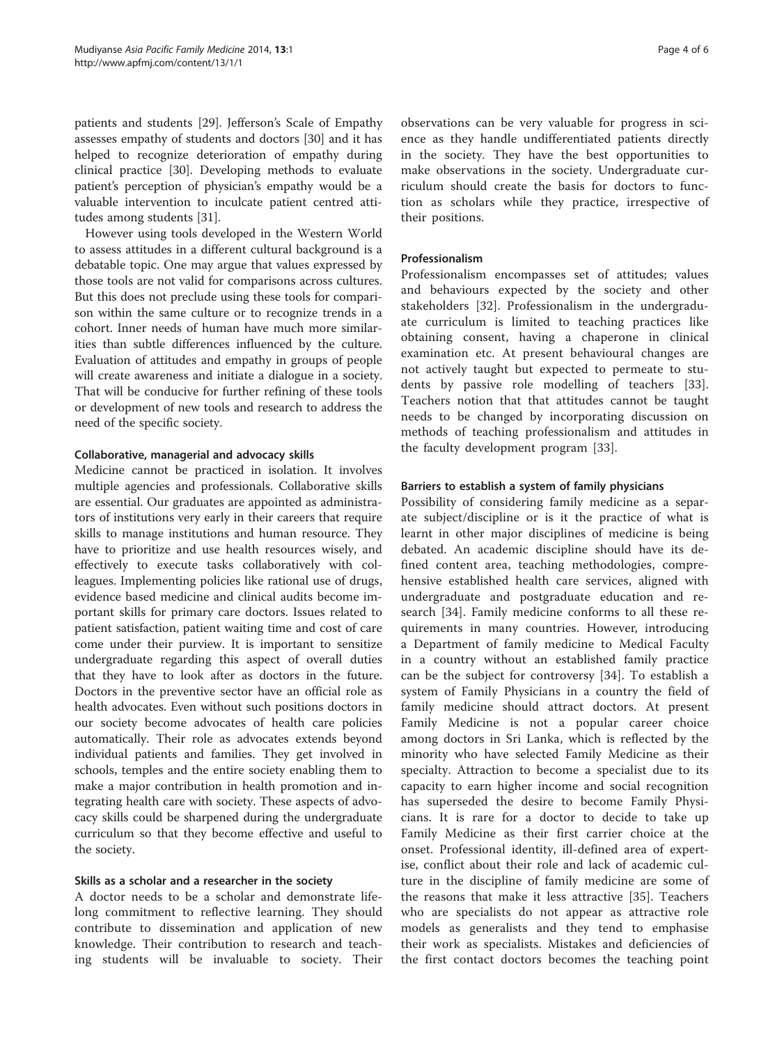patients and students [29]. Jefferson's Scale of Empathy assesses empathy of students and doctors [30] and it has helped to recognize deterioration of empathy during clinical practice [30]. Developing methods to evaluate patient's perception of physician's empathy would be a valuable intervention to inculcate patient centred attitudes among students [31].

However using tools developed in the Western World to assess attitudes in a different cultural background is a debatable topic. One may argue that values expressed by those tools are not valid for comparisons across cultures. But this does not preclude using these tools for comparison within the same culture or to recognize trends in a cohort. Inner needs of human have much more similarities than subtle differences influenced by the culture. Evaluation of attitudes and empathy in groups of people will create awareness and initiate a dialogue in a society. That will be conducive for further refining of these tools or development of new tools and research to address the need of the specific society.

#### Collaborative, managerial and advocacy skills

Medicine cannot be practiced in isolation. It involves multiple agencies and professionals. Collaborative skills are essential. Our graduates are appointed as administrators of institutions very early in their careers that require skills to manage institutions and human resource. They have to prioritize and use health resources wisely, and effectively to execute tasks collaboratively with colleagues. Implementing policies like rational use of drugs, evidence based medicine and clinical audits become important skills for primary care doctors. Issues related to patient satisfaction, patient waiting time and cost of care come under their purview. It is important to sensitize undergraduate regarding this aspect of overall duties that they have to look after as doctors in the future. Doctors in the preventive sector have an official role as health advocates. Even without such positions doctors in our society become advocates of health care policies automatically. Their role as advocates extends beyond individual patients and families. They get involved in schools, temples and the entire society enabling them to make a major contribution in health promotion and integrating health care with society. These aspects of advocacy skills could be sharpened during the undergraduate curriculum so that they become effective and useful to the society.

#### Skills as a scholar and a researcher in the society

A doctor needs to be a scholar and demonstrate lifelong commitment to reflective learning. They should contribute to dissemination and application of new knowledge. Their contribution to research and teaching students will be invaluable to society. Their observations can be very valuable for progress in science as they handle undifferentiated patients directly in the society. They have the best opportunities to make observations in the society. Undergraduate curriculum should create the basis for doctors to function as scholars while they practice, irrespective of their positions.

#### Professionalism

Professionalism encompasses set of attitudes; values and behaviours expected by the society and other stakeholders [32]. Professionalism in the undergraduate curriculum is limited to teaching practices like obtaining consent, having a chaperone in clinical examination etc. At present behavioural changes are not actively taught but expected to permeate to students by passive role modelling of teachers [33]. Teachers notion that that attitudes cannot be taught needs to be changed by incorporating discussion on methods of teaching professionalism and attitudes in the faculty development program [33].

#### Barriers to establish a system of family physicians

Possibility of considering family medicine as a separate subject/discipline or is it the practice of what is learnt in other major disciplines of medicine is being debated. An academic discipline should have its defined content area, teaching methodologies, comprehensive established health care services, aligned with undergraduate and postgraduate education and research [34]. Family medicine conforms to all these requirements in many countries. However, introducing a Department of family medicine to Medical Faculty in a country without an established family practice can be the subject for controversy [34]. To establish a system of Family Physicians in a country the field of family medicine should attract doctors. At present Family Medicine is not a popular career choice among doctors in Sri Lanka, which is reflected by the minority who have selected Family Medicine as their specialty. Attraction to become a specialist due to its capacity to earn higher income and social recognition has superseded the desire to become Family Physicians. It is rare for a doctor to decide to take up Family Medicine as their first carrier choice at the onset. Professional identity, ill-defined area of expertise, conflict about their role and lack of academic culture in the discipline of family medicine are some of the reasons that make it less attractive [35]. Teachers who are specialists do not appear as attractive role models as generalists and they tend to emphasise their work as specialists. Mistakes and deficiencies of the first contact doctors becomes the teaching point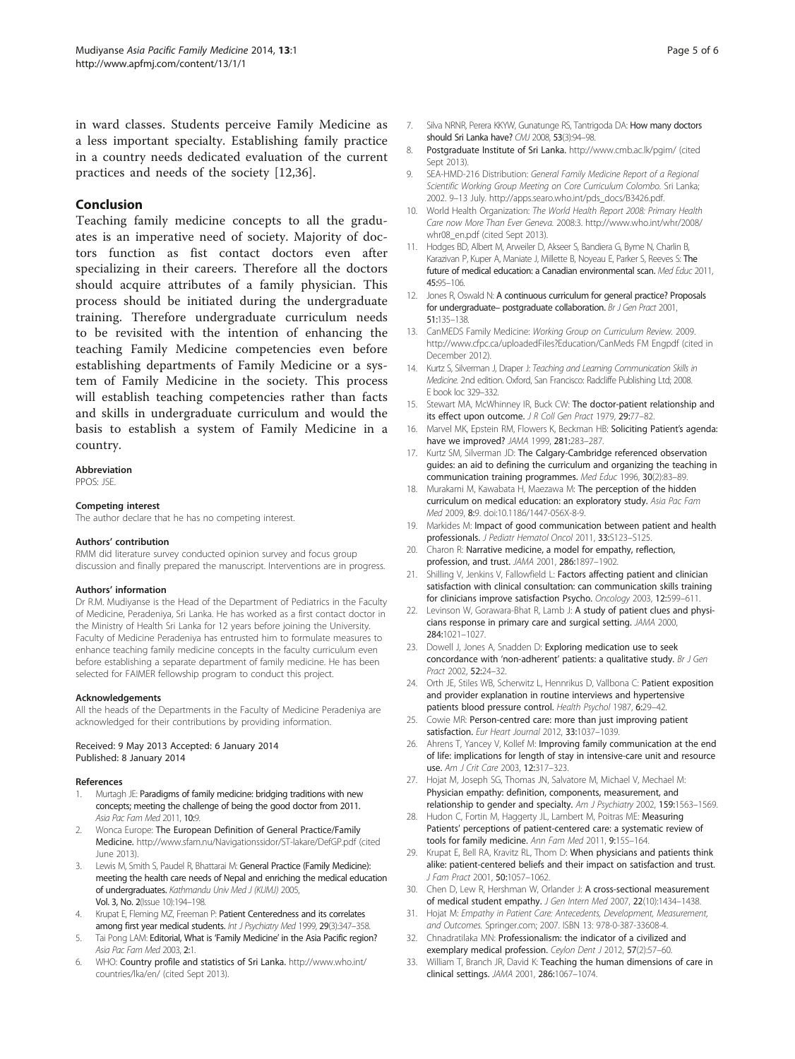in ward classes. Students perceive Family Medicine as a less important specialty. Establishing family practice in a country needs dedicated evaluation of the current practices and needs of the society [12,36].

## Conclusion

Teaching family medicine concepts to all the graduates is an imperative need of society. Majority of doctors function as fist contact doctors even after specializing in their careers. Therefore all the doctors should acquire attributes of a family physician. This process should be initiated during the undergraduate training. Therefore undergraduate curriculum needs to be revisited with the intention of enhancing the teaching Family Medicine competencies even before establishing departments of Family Medicine or a system of Family Medicine in the society. This process will establish teaching competencies rather than facts and skills in undergraduate curriculum and would the basis to establish a system of Family Medicine in a country.

#### Abbreviation

PPOS: JSE.

#### Competing interest

The author declare that he has no competing interest.

#### Authors' contribution

RMM did literature survey conducted opinion survey and focus group discussion and finally prepared the manuscript. Interventions are in progress.

#### Authors' information

Dr R.M. Mudiyanse is the Head of the Department of Pediatrics in the Faculty of Medicine, Peradeniya, Sri Lanka. He has worked as a first contact doctor in the Ministry of Health Sri Lanka for 12 years before joining the University. Faculty of Medicine Peradeniya has entrusted him to formulate measures to enhance teaching family medicine concepts in the faculty curriculum even before establishing a separate department of family medicine. He has been selected for FAIMER fellowship program to conduct this project.

#### Acknowledgements

All the heads of the Departments in the Faculty of Medicine Peradeniya are acknowledged for their contributions by providing information.

Received: 9 May 2013 Accepted: 6 January 2014
Published: 8 January 2014

#### References

1. Murtagh JE: **Paradigms of family medicine: bridging traditions with new concepts; meeting the challenge of being the good doctor from 2011.** *Asia Pac Fam Med* 2011, **10:**9.
2. Wonca Europe: **The European Definition of General Practice/Family Medicine.** http://www.sfam.nu/Navigationssidor/ST-lakare/DefGP.pdf (cited June 2013).
3. Lewis M, Smith S, Paudel R, Bhattarai M: **General Practice (Family Medicine): meeting the health care needs of Nepal and enriching the medical education of undergraduates.** *Kathmandu Univ Med J (KUMJ)* 2005, **Vol. 3, No. 2**(Issue 10):194–198.
4. Krupat E, Fleming MZ, Freeman P: **Patient Centeredness and its correlates among first year medical students.** *Int J Psychiatry Med* 1999, **29**(3):347–358.
5. Tai Pong LAM: **Editorial, What is 'Family Medicine' in the Asia Pacific region?** *Asia Pac Fam Med* 2003, **2:**1.
6. WHO: **Country profile and statistics of Sri Lanka.** http://www.who.int/countries/lka/en/ (cited Sept 2013).
7. Silva NRNR, Perera KKYW, Gunatunge RS, Tantrigoda DA: **How many doctors should Sri Lanka have?** *CMJ* 2008, **53**(3):94–98.
8. **Postgraduate Institute of Sri Lanka.** http://www.cmb.ac.lk/pgim/ (cited Sept 2013).
9. SEA-HMD-216 Distribution: *General Family Medicine Report of a Regional Scientific Working Group Meeting on Core Curriculum Colombo.* Sri Lanka; 2002. 9–13 July. http://apps.searo.who.int/pds_docs/B3426.pdf.
10. World Health Organization: *The World Health Report 2008: Primary Health Care now More Than Ever Geneva.* 2008:3. http://www.who.int/whr/2008/whr08_en.pdf (cited Sept 2013).
11. Hodges BD, Albert M, Arweiler D, Akseer S, Bandiera G, Byrne N, Charlin B, Karazivan P, Kuper A, Maniate J, Millette B, Noyeau E, Parker S, Reeves S: **The future of medical education: a Canadian environmental scan.** *Med Educ* 2011, **45:**95–106.
12. Jones R, Oswald N: **A continuous curriculum for general practice? Proposals for undergraduate– postgraduate collaboration.** *Br J Gen Pract* 2001, **51:**135–138.
13. CanMEDS Family Medicine: *Working Group on Curriculum Review.* 2009. http://www.cfpc.ca/uploadedFiles?Education/CanMeds FM Engpdf (cited in December 2012).
14. Kurtz S, Silverman J, Draper J: *Teaching and Learning Communication Skills in Medicine.* 2nd edition. Oxford, San Francisco: Radcliffe Publishing Ltd; 2008. E book loc 329–332.
15. Stewart MA, McWhinney IR, Buck CW: **The doctor-patient relationship and its effect upon outcome.** *J R Coll Gen Pract* 1979, **29:**77–82.
16. Marvel MK, Epstein RM, Flowers K, Beckman HB: **Soliciting Patient's agenda: have we improved?** *JAMA* 1999, **281:**283–287.
17. Kurtz SM, Silverman JD: **The Calgary-Cambridge referenced observation guides: an aid to defining the curriculum and organizing the teaching in communication training programmes.** *Med Educ* 1996, **30**(2):83–89.
18. Murakami M, Kawabata H, Maezawa M: **The perception of the hidden curriculum on medical education: an exploratory study.** *Asia Pac Fam Med* 2009, **8:**9. doi:10.1186/1447-056X-8-9.
19. Markides M: **Impact of good communication between patient and health professionals.** *J Pediatr Hematol Oncol* 2011, **33:**S123–S125.
20. Charon R: **Narrative medicine, a model for empathy, reflection, profession, and trust.** *JAMA* 2001, **286:**1897–1902.
21. Shilling V, Jenkins V, Fallowfield L: **Factors affecting patient and clinician satisfaction with clinical consultation: can communication skills training for clinicians improve satisfaction Psycho.** *Oncology* 2003, **12:**599–611.
22. Levinson W, Gorawara-Bhat R, Lamb J: **A study of patient clues and physicians response in primary care and surgical setting.** *JAMA* 2000, **284:**1021–1027.
23. Dowell J, Jones A, Snadden D: **Exploring medication use to seek concordance with 'non-adherent' patients: a qualitative study.** *Br J Gen Pract* 2002, **52:**24–32.
24. Orth JE, Stiles WB, Scherwitz L, Hennrikus D, Vallbona C: **Patient exposition and provider explanation in routine interviews and hypertensive patients blood pressure control.** *Health Psychol* 1987, **6:**29–42.
25. Cowie MR: **Person-centred care: more than just improving patient satisfaction.** *Eur Heart Journal* 2012, **33:**1037–1039.
26. Ahrens T, Yancey V, Kollef M: **Improving family communication at the end of life: implications for length of stay in intensive-care unit and resource use.** *Am J Crit Care* 2003, **12:**317–323.
27. Hojat M, Joseph SG, Thomas JN, Salvatore M, Michael V, Mechael M: **Physician empathy: definition, components, measurement, and relationship to gender and specialty.** *Am J Psychiatry* 2002, **159:**1563–1569.
28. Hudon C, Fortin M, Haggerty JL, Lambert M, Poitras ME: **Measuring Patients' perceptions of patient-centered care: a systematic review of tools for family medicine.** *Ann Fam Med* 2011, **9:**155–164.
29. Krupat E, Bell RA, Kravitz RL, Thom D: **When physicians and patients think alike: patient-centered beliefs and their impact on satisfaction and trust.** *J Fam Pract* 2001, **50:**1057–1062.
30. Chen D, Lew R, Hershman W, Orlander J: **A cross-sectional measurement of medical student empathy.** *J Gen Intern Med* 2007, **22**(10):1434–1438.
31. Hojat M: *Empathy in Patient Care: Antecedents, Development, Measurement, and Outcomes.* Springer.com; 2007. ISBN 13: 978-0-387-33608-4.
32. Chnadratilaka MN: **Professionalism: the indicator of a civilized and exemplary medical profession.** *Ceylon Dent J* 2012, **57**(2):57–60.
33. William T, Branch JR, David K: **Teaching the human dimensions of care in clinical settings.** *JAMA* 2001, **286:**1067–1074.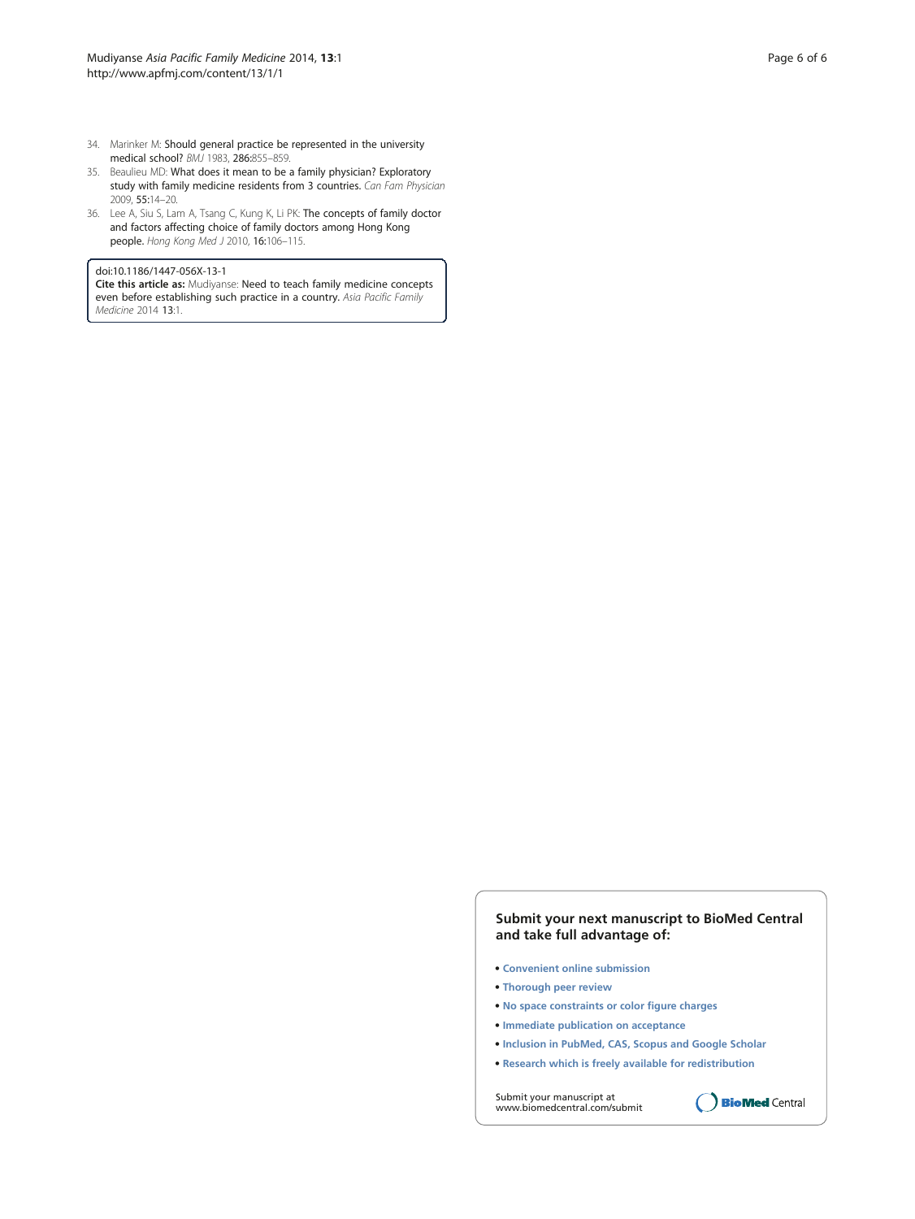34. Marinker M: **Should general practice be represented in the university medical school?** *BMJ* 1983, **286**:855–859.
35. Beaulieu MD: **What does it mean to be a family physician? Exploratory study with family medicine residents from 3 countries.** *Can Fam Physician* 2009, **55**:14–20.
36. Lee A, Siu S, Lam A, Tsang C, Kung K, Li PK: **The concepts of family doctor and factors affecting choice of family doctors among Hong Kong people.** *Hong Kong Med J* 2010, **16**:106–115.

doi:10.1186/1447-056X-13-1
**Cite this article as:** Mudiyanse: Need to teach family medicine concepts even before establishing such practice in a country. *Asia Pacific Family Medicine* 2014 **13**:1.

**Submit your next manuscript to BioMed Central and take full advantage of:**

- **Convenient online submission**
- **Thorough peer review**
- **No space constraints or color figure charges**
- **Immediate publication on acceptance**
- **Inclusion in PubMed, CAS, Scopus and Google Scholar**
- **Research which is freely available for redistribution**

Submit your manuscript at
www.biomedcentral.com/submit

BioMed Central